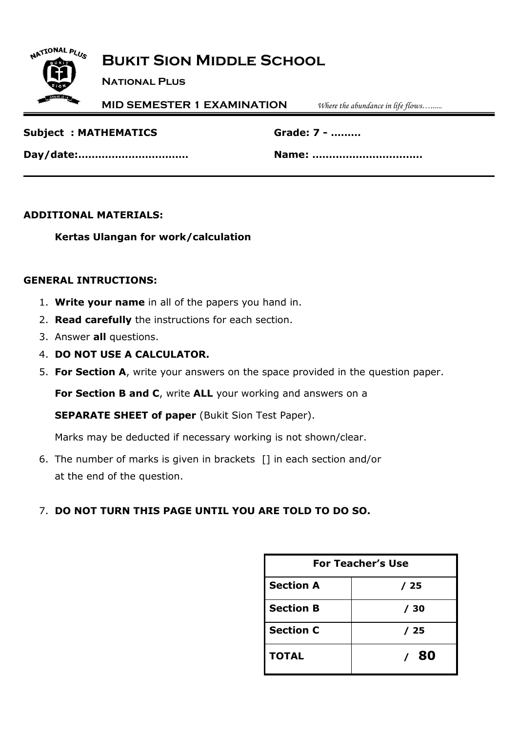# Bukit Sion Middle School

**National Plus**

**MID SEMESTER 1 EXAMINATION** *Where the abundance in life flows…......*

**Subject : MATHEMATICS** **Grade: 7 - ………**

**Day/date:……………………………** **Name: ……………………………**

**ADDITIONAL MATERIALS:**

**Kertas Ulangan for work/calculation**

**GENERAL INTRUCTIONS:**

1. **Write your name** in all of the papers you hand in.
2. **Read carefully** the instructions for each section.
3. Answer **all** questions.
4. **DO NOT USE A CALCULATOR.**
5. **For Section A**, write your answers on the space provided in the question paper.

   **For Section B and C**, write **ALL** your working and answers on a

   **SEPARATE SHEET of paper** (Bukit Sion Test Paper).

   Marks may be deducted if necessary working is not shown/clear.
6. The number of marks is given in brackets [] in each section and/or at the end of the question.
7. **DO NOT TURN THIS PAGE UNTIL YOU ARE TOLD TO DO SO.**

| For Teacher's Use | |
|---|---|
| **Section A** | **/ 25** |
| **Section B** | **/ 30** |
| **Section C** | **/ 25** |
| **TOTAL** | **/ 80** |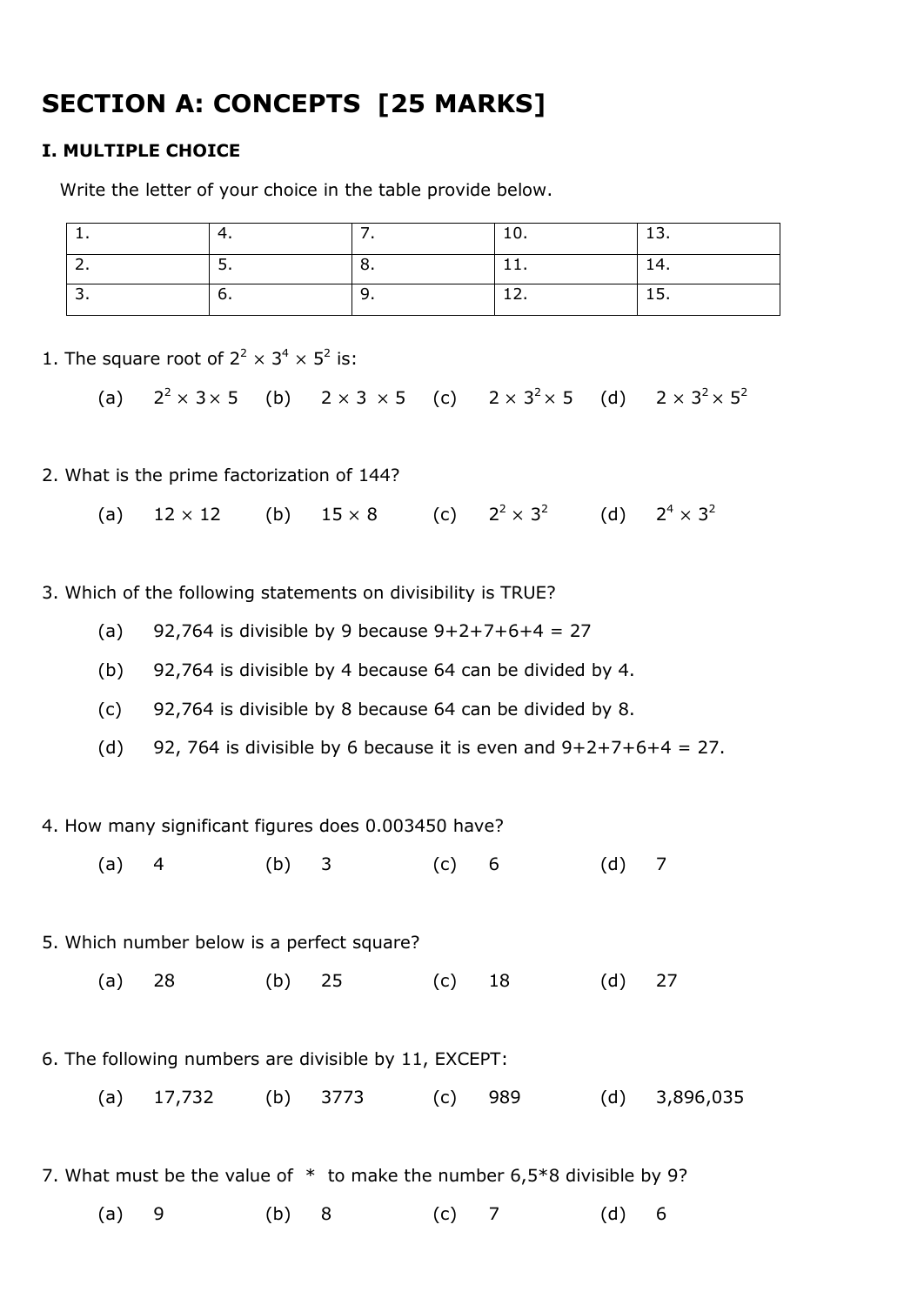# SECTION A: CONCEPTS [25 MARKS]

## I. MULTIPLE CHOICE

Write the letter of your choice in the table provide below.

| 1. | 4. | 7. | 10. | 13. |
|---|---|---|---|---|
| 2. | 5. | 8. | 11. | 14. |
| 3. | 6. | 9. | 12. | 15. |

1. The square root of $2^2 \times 3^4 \times 5^2$ is:

   (a) $2^2 \times 3 \times 5$ (b) $2 \times 3 \times 5$ (c) $2 \times 3^2 \times 5$ (d) $2 \times 3^2 \times 5^2$

2. What is the prime factorization of 144?

   (a) $12 \times 12$ (b) $15 \times 8$ (c) $2^2 \times 3^2$ (d) $2^4 \times 3^2$

3. Which of the following statements on divisibility is TRUE?

   (a) 92,764 is divisible by 9 because 9+2+7+6+4 = 27

   (b) 92,764 is divisible by 4 because 64 can be divided by 4.

   (c) 92,764 is divisible by 8 because 64 can be divided by 8.

   (d) 92, 764 is divisible by 6 because it is even and 9+2+7+6+4 = 27.

4. How many significant figures does 0.003450 have?

   (a) 4 (b) 3 (c) 6 (d) 7

5. Which number below is a perfect square?

   (a) 28 (b) 25 (c) 18 (d) 27

6. The following numbers are divisible by 11, EXCEPT:

   (a) 17,732 (b) 3773 (c) 989 (d) 3,896,035

7. What must be the value of * to make the number 6,5*8 divisible by 9?

   (a) 9 (b) 8 (c) 7 (d) 6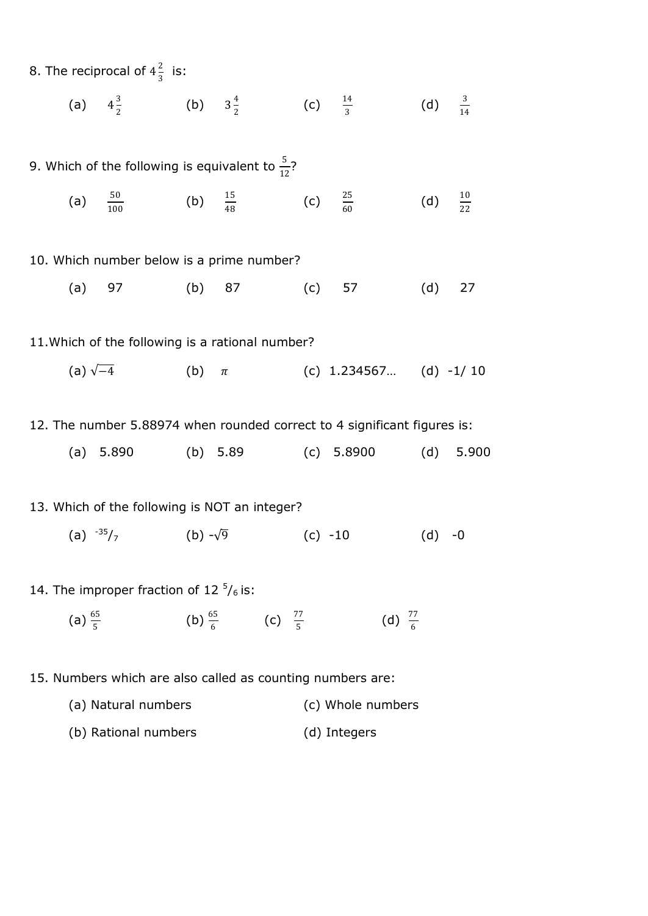8. The reciprocal of $4\frac{2}{3}$ is:

(a) $4\frac{3}{2}$ (b) $3\frac{4}{2}$ (c) $\frac{14}{3}$ (d) $\frac{3}{14}$

9. Which of the following is equivalent to $\frac{5}{12}$?

(a) $\frac{50}{100}$ (b) $\frac{15}{48}$ (c) $\frac{25}{60}$ (d) $\frac{10}{22}$

10. Which number below is a prime number?

(a) 97 (b) 87 (c) 57 (d) 27

11.Which of the following is a rational number?

(a) $\sqrt{-4}$ (b) $\pi$ (c) 1.234567… (d) -1/ 10

12. The number 5.88974 when rounded correct to 4 significant figures is:

(a) 5.890 (b) 5.89 (c) 5.8900 (d) 5.900

13. Which of the following is NOT an integer?

(a) $^{-35}/_{7}$ (b) $-\sqrt{9}$ (c) -10 (d) -0

14. The improper fraction of 12 $^{5}/_{6}$ is:

(a) $\frac{65}{5}$ (b) $\frac{65}{6}$ (c) $\frac{77}{5}$ (d) $\frac{77}{6}$

15. Numbers which are also called as counting numbers are:

(a) Natural numbers

(b) Rational numbers

(c) Whole numbers

(d) Integers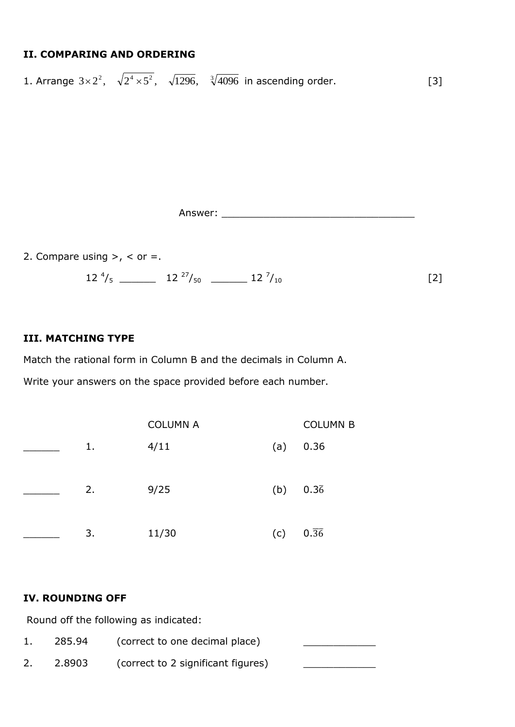**II. COMPARING AND ORDERING**

1. Arrange $3\times 2^2$, $\sqrt{2^4\times 5^2}$, $\sqrt{1296}$, $\sqrt[3]{4096}$ in ascending order. [3]

Answer: ________________________________

2. Compare using >, < or =.

$12\,{}^{4}/{}_{5}$ ______ $12\,{}^{27}/{}_{50}$ ______ $12\,{}^{7}/{}_{10}$ [2]

**III. MATCHING TYPE**

Match the rational form in Column B and the decimals in Column A.

Write your answers on the space provided before each number.

| | | COLUMN A | | COLUMN B |
|---|---|---|---|---|
| ______ | 1. | 4/11 | (a) | 0.36 |
| ______ | 2. | 9/25 | (b) | $0.3\overline{6}$ |
| ______ | 3. | 11/30 | (c) | $0.\overline{36}$ |

**IV. ROUNDING OFF**

Round off the following as indicated:

1. 285.94 (correct to one decimal place) ____________
2. 2.8903 (correct to 2 significant figures) ____________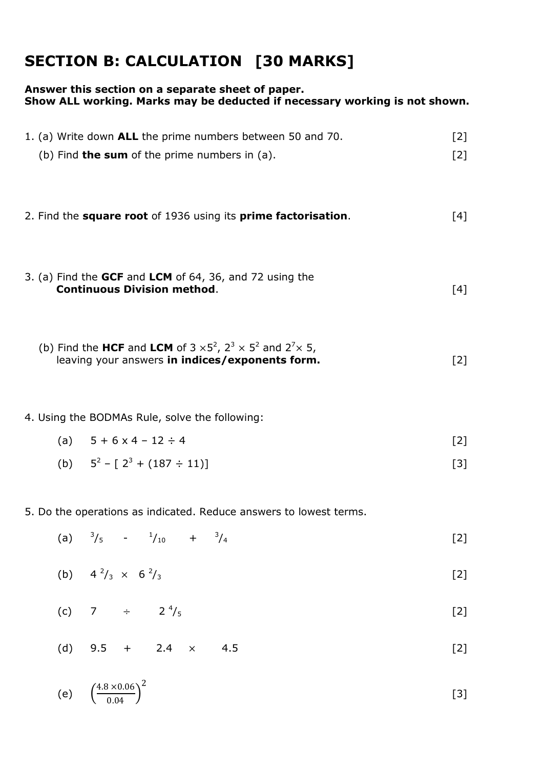# SECTION B: CALCULATION [30 MARKS]

**Answer this section on a separate sheet of paper.**
**Show ALL working. Marks may be deducted if necessary working is not shown.**

1. (a) Write down **ALL** the prime numbers between 50 and 70. [2]

   (b) Find **the sum** of the prime numbers in (a). [2]

2. Find the **square root** of 1936 using its **prime factorisation**. [4]

3. (a) Find the **GCF** and **LCM** of 64, 36, and 72 using the **Continuous Division method**. [4]

   (b) Find the **HCF** and **LCM** of $3 \times 5^2$, $2^3 \times 5^2$ and $2^7 \times 5$, leaving your answers **in indices/exponents form.** [2]

4. Using the BODMAs Rule, solve the following:

   (a) $5 + 6 \times 4 - 12 \div 4$ [2]

   (b) $5^2 - [\ 2^3 + (187 \div 11)]$ [3]

5. Do the operations as indicated. Reduce answers to lowest terms.

   (a) $^3/_5 \ - \ ^1/_{10} \ + \ ^3/_4$ [2]

   (b) $4\,^2/_3 \times 6\,^2/_3$ [2]

   (c) $7 \div 2\,^4/_5$ [2]

   (d) $9.5 + 2.4 \times 4.5$ [2]

   (e) $\left(\frac{4.8 \times 0.06}{0.04}\right)^2$ [3]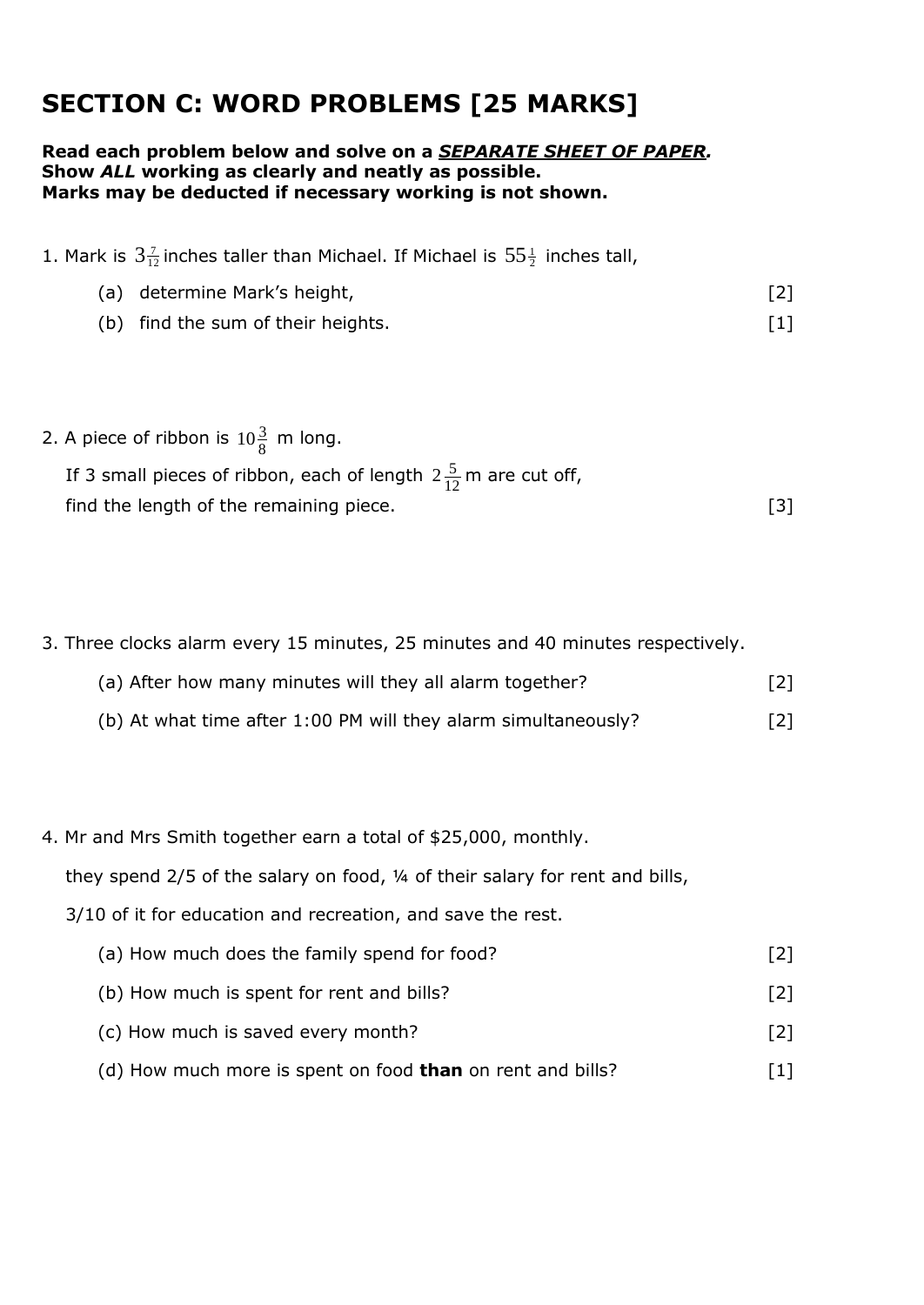## SECTION C: WORD PROBLEMS [25 MARKS]

**Read each problem below and solve on a *SEPARATE SHEET OF PAPER*.**
**Show *ALL* working as clearly and neatly as possible.**
**Marks may be deducted if necessary working is not shown.**

1. Mark is $3\frac{7}{12}$ inches taller than Michael. If Michael is $55\frac{1}{2}$ inches tall,

    (a) determine Mark's height, [2]

    (b) find the sum of their heights. [1]

2. A piece of ribbon is $10\frac{3}{8}$ m long.
   If 3 small pieces of ribbon, each of length $2\frac{5}{12}$ m are cut off,
   find the length of the remaining piece. [3]

3. Three clocks alarm every 15 minutes, 25 minutes and 40 minutes respectively.

    (a) After how many minutes will they all alarm together? [2]

    (b) At what time after 1:00 PM will they alarm simultaneously? [2]

4. Mr and Mrs Smith together earn a total of $25,000, monthly.
   they spend 2/5 of the salary on food, ¼ of their salary for rent and bills,
   3/10 of it for education and recreation, and save the rest.

    (a) How much does the family spend for food? [2]

    (b) How much is spent for rent and bills? [2]

    (c) How much is saved every month? [2]

    (d) How much more is spent on food **than** on rent and bills? [1]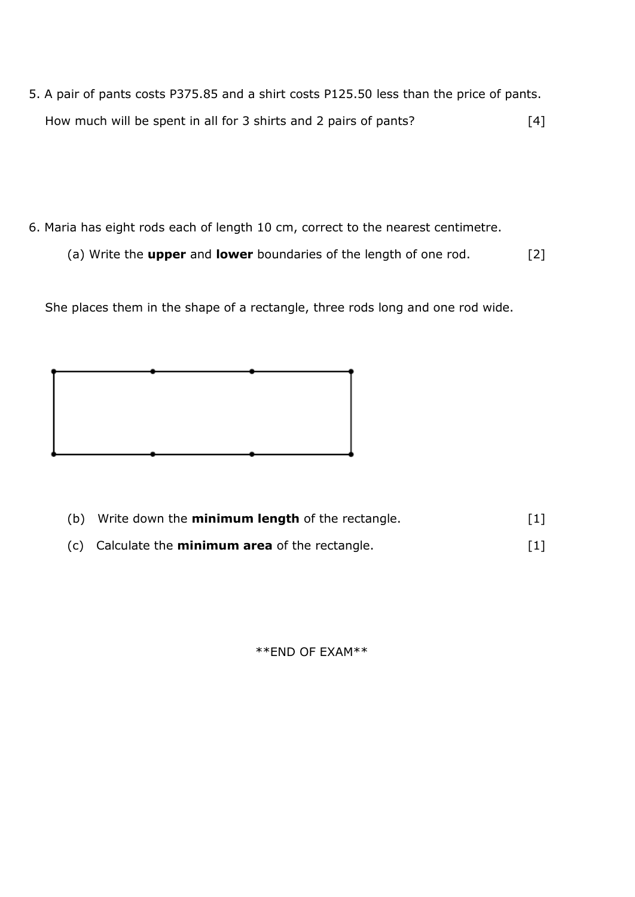5. A pair of pants costs P375.85 and a shirt costs P125.50 less than the price of pants.

   How much will be spent in all for 3 shirts and 2 pairs of pants? [4]

6. Maria has eight rods each of length 10 cm, correct to the nearest centimetre.

   (a) Write the **upper** and **lower** boundaries of the length of one rod. [2]

   She places them in the shape of a rectangle, three rods long and one rod wide.

   (b) Write down the **minimum length** of the rectangle. [1]

   (c) Calculate the **minimum area** of the rectangle. [1]

**END OF EXAM**